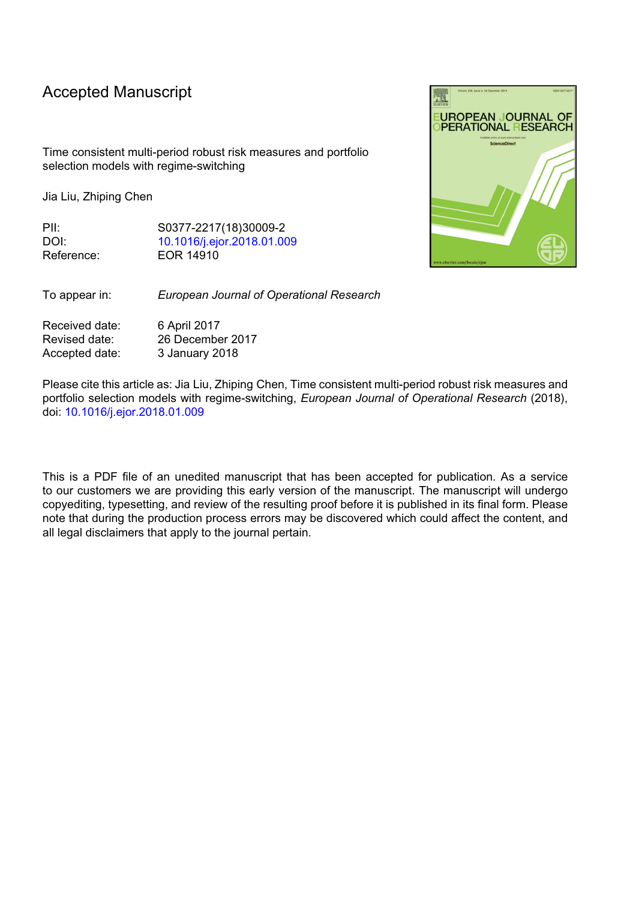# Accepted Manuscript

Time consistent multi-period robust risk measures and portfolio selection models with regime-switching

Jia Liu, Zhiping Chen

| | |
|---|---|
| PII: | S0377-2217(18)30009-2 |
| DOI: | 10.1016/j.ejor.2018.01.009 |
| Reference: | EOR 14910 |

| | |
|---|---|
| To appear in: | *European Journal of Operational Research* |

| | |
|---|---|
| Received date: | 6 April 2017 |
| Revised date: | 26 December 2017 |
| Accepted date: | 3 January 2018 |

Please cite this article as: Jia Liu, Zhiping Chen, Time consistent multi-period robust risk measures and portfolio selection models with regime-switching, *European Journal of Operational Research* (2018), doi: 10.1016/j.ejor.2018.01.009

This is a PDF file of an unedited manuscript that has been accepted for publication. As a service to our customers we are providing this early version of the manuscript. The manuscript will undergo copyediting, typesetting, and review of the resulting proof before it is published in its final form. Please note that during the production process errors may be discovered which could affect the content, and all legal disclaimers that apply to the journal pertain.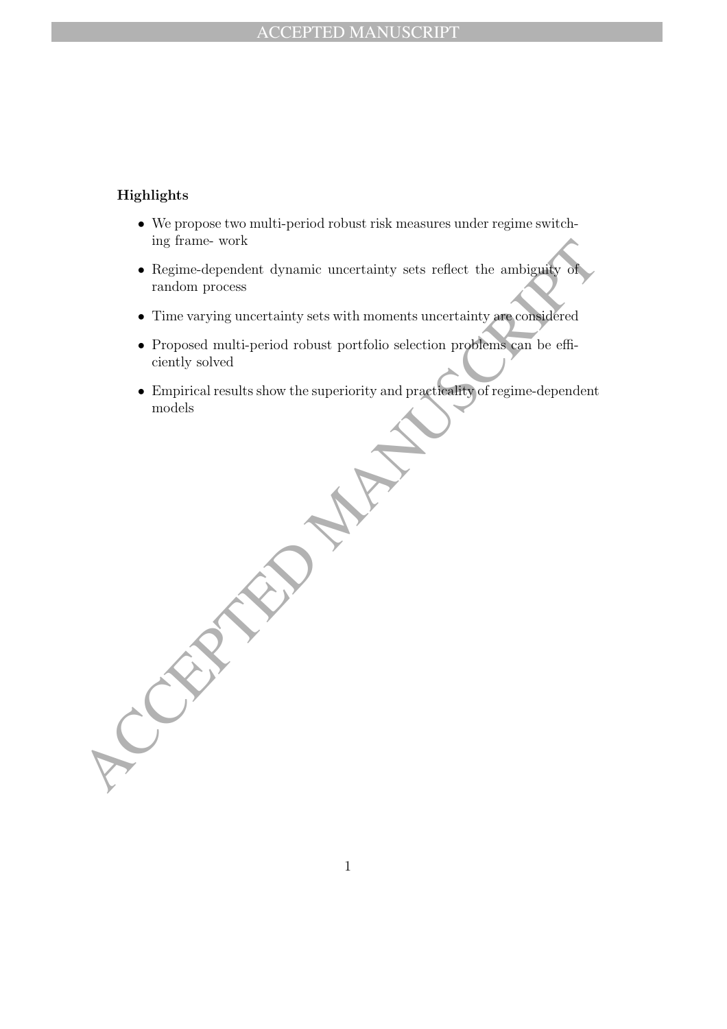### Highlights

- We propose two multi-period robust risk measures under regime switching frame- work
- Regime-dependent dynamic uncertainty sets reflect the ambiguity of random process
- Time varying uncertainty sets with moments uncertainty are considered
- Proposed multi-period robust portfolio selection problems can be efficiently solved
- Empirical results show the superiority and practicality of regime-dependent models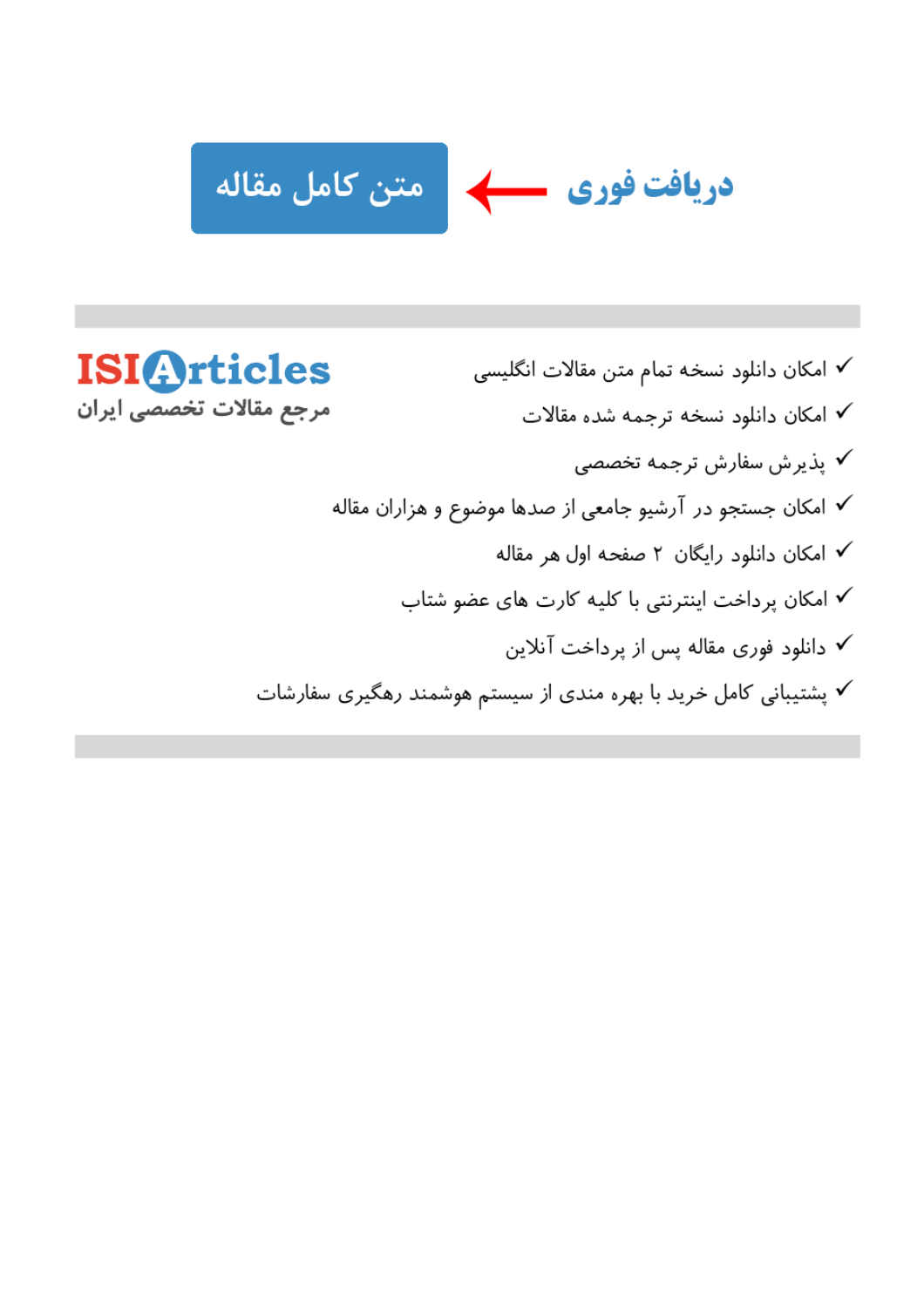دریافت فوری ← **متن کامل مقاله**

**ISIArticles**
مرجع مقالات تخصصی ایران

- ✓ امکان دانلود نسخه تمام متن مقالات انگلیسی
- ✓ امکان دانلود نسخه ترجمه شده مقالات
- ✓ پذیرش سفارش ترجمه تخصصی
- ✓ امکان جستجو در آرشیو جامعی از صدها موضوع و هزاران مقاله
- ✓ امکان دانلود رایگان ۲ صفحه اول هر مقاله
- ✓ امکان پرداخت اینترنتی با کلیه کارت های عضو شتاب
- ✓ دانلود فوری مقاله پس از پرداخت آنلاین
- ✓ پشتیبانی کامل خرید با بهره مندی از سیستم هوشمند رهگیری سفارشات